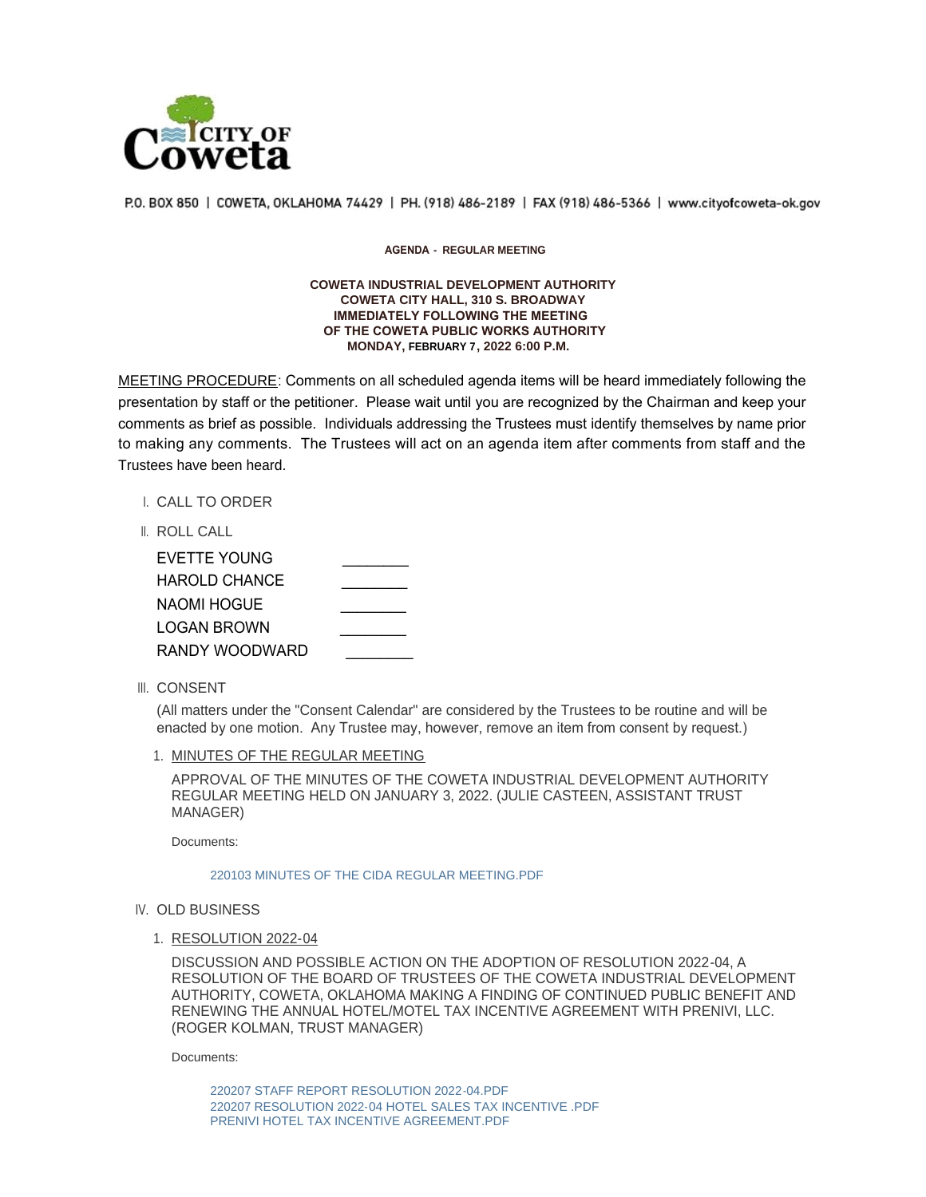P.O. BOX 850 | COWETA, OKLAHOMA 74429 | PH. (918) 486-2189 | FAX (918) 486-5366 | www.cityofcoweta-ok.gov

**AGENDA - REGULAR MEETING**

**COWETA INDUSTRIAL DEVELOPMENT AUTHORITY**
**COWETA CITY HALL, 310 S. BROADWAY**
**IMMEDIATELY FOLLOWING THE MEETING**
**OF THE COWETA PUBLIC WORKS AUTHORITY**
**MONDAY, FEBRUARY 7, 2022 6:00 P.M.**

MEETING PROCEDURE: Comments on all scheduled agenda items will be heard immediately following the presentation by staff or the petitioner. Please wait until you are recognized by the Chairman and keep your comments as brief as possible. Individuals addressing the Trustees must identify themselves by name prior to making any comments. The Trustees will act on an agenda item after comments from staff and the Trustees have been heard.

I. CALL TO ORDER

II. ROLL CALL

EVETTE YOUNG ________
HAROLD CHANCE ________
NAOMI HOGUE ________
LOGAN BROWN ________
RANDY WOODWARD ________

III. CONSENT

(All matters under the "Consent Calendar" are considered by the Trustees to be routine and will be enacted by one motion. Any Trustee may, however, remove an item from consent by request.)

1. MINUTES OF THE REGULAR MEETING

   APPROVAL OF THE MINUTES OF THE COWETA INDUSTRIAL DEVELOPMENT AUTHORITY REGULAR MEETING HELD ON JANUARY 3, 2022. (JULIE CASTEEN, ASSISTANT TRUST MANAGER)

   Documents:

   220103 MINUTES OF THE CIDA REGULAR MEETING.PDF

IV. OLD BUSINESS

1. RESOLUTION 2022-04

   DISCUSSION AND POSSIBLE ACTION ON THE ADOPTION OF RESOLUTION 2022-04, A RESOLUTION OF THE BOARD OF TRUSTEES OF THE COWETA INDUSTRIAL DEVELOPMENT AUTHORITY, COWETA, OKLAHOMA MAKING A FINDING OF CONTINUED PUBLIC BENEFIT AND RENEWING THE ANNUAL HOTEL/MOTEL TAX INCENTIVE AGREEMENT WITH PRENIVI, LLC. (ROGER KOLMAN, TRUST MANAGER)

   Documents:

   220207 STAFF REPORT RESOLUTION 2022-04.PDF
   220207 RESOLUTION 2022-04 HOTEL SALES TAX INCENTIVE .PDF
   PRENIVI HOTEL TAX INCENTIVE AGREEMENT.PDF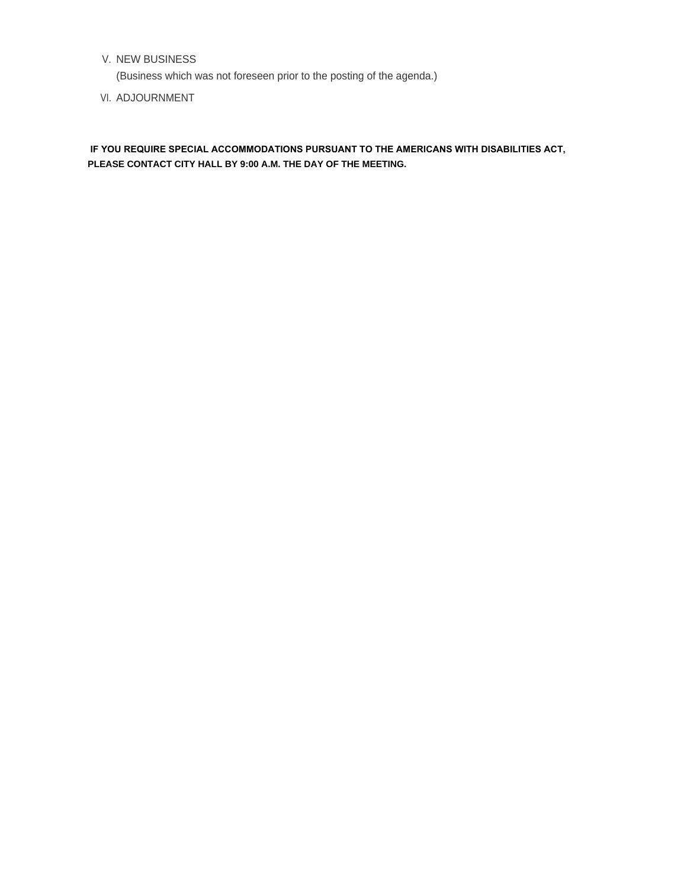V. NEW BUSINESS

(Business which was not foreseen prior to the posting of the agenda.)

VI. ADJOURNMENT

**IF YOU REQUIRE SPECIAL ACCOMMODATIONS PURSUANT TO THE AMERICANS WITH DISABILITIES ACT, PLEASE CONTACT CITY HALL BY 9:00 A.M. THE DAY OF THE MEETING.**